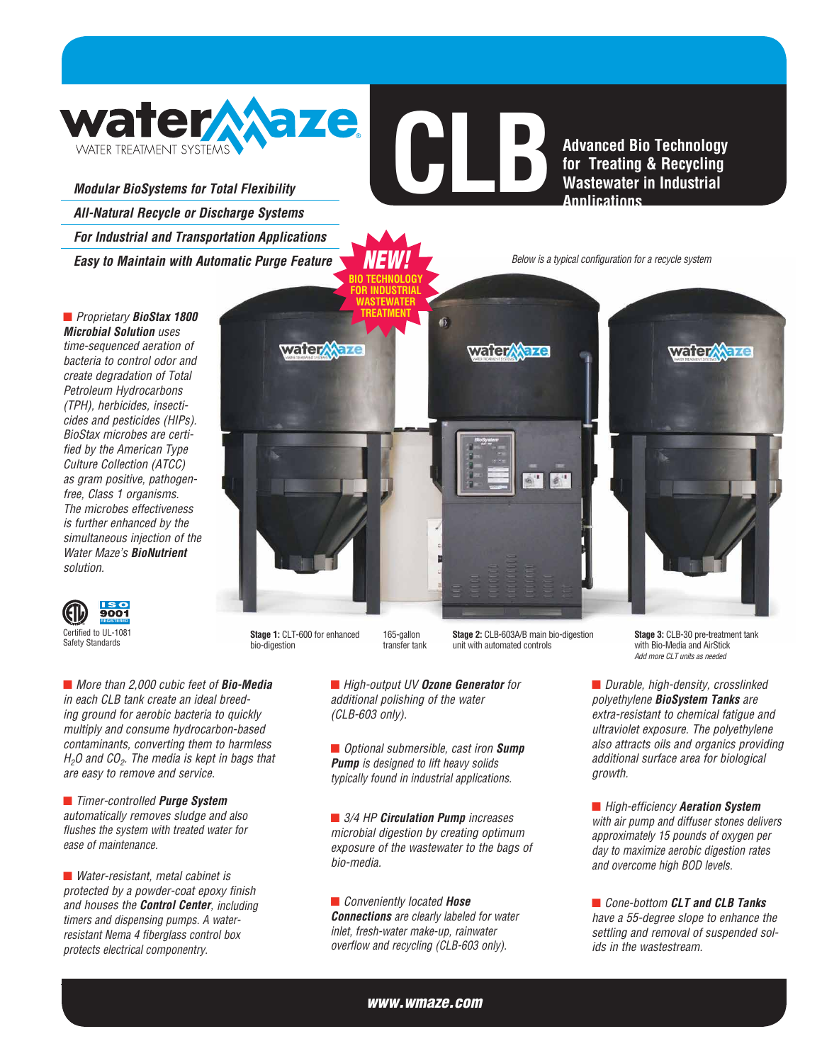# waterMaze

WATER TREATMENT SYSTEMS

# CLB

**Advanced Bio Technology for Treating & Recycling Wastewater in Industrial Applications**

***Modular BioSystems for Total Flexibility***

***All-Natural Recycle or Discharge Systems***

***For Industrial and Transportation Applications***

***Easy to Maintain with Automatic Purge Feature***

**NEW! BIO TECHNOLOGY FOR INDUSTRIAL WASTEWATER TREATMENT**

*Below is a typical configuration for a recycle system*

- *Proprietary **BioStax 1800 Microbial Solution** uses time-sequenced aeration of bacteria to control odor and create degradation of Total Petroleum Hydrocarbons (TPH), herbicides, insecticides and pesticides (HIPs). BioStax microbes are certified by the American Type Culture Collection (ATCC) as gram positive, pathogen-free, Class 1 organisms. The microbes effectiveness is further enhanced by the simultaneous injection of the Water Maze's **BioNutrient** solution.*

ISO 9001 REGISTERED

Certified to UL-1081 Safety Standards

**Stage 1:** CLT-600 for enhanced bio-digestion

165-gallon transfer tank

**Stage 2:** CLB-603A/B main bio-digestion unit with automated controls

**Stage 3:** CLB-30 pre-treatment tank with Bio-Media and AirStick
*Add more CLT units as needed*

- *More than 2,000 cubic feet of **Bio-Media** in each CLB tank create an ideal breeding ground for aerobic bacteria to quickly multiply and consume hydrocarbon-based contaminants, converting them to harmless $H_2O$ and $CO_2$. The media is kept in bags that are easy to remove and service.*

- *Timer-controlled **Purge System** automatically removes sludge and also flushes the system with treated water for ease of maintenance.*

- *Water-resistant, metal cabinet is protected by a powder-coat epoxy finish and houses the **Control Center**, including timers and dispensing pumps. A water-resistant Nema 4 fiberglass control box protects electrical componentry.*

- *High-output UV **Ozone Generator** for additional polishing of the water (CLB-603 only).*

- *Optional submersible, cast iron **Sump Pump** is designed to lift heavy solids typically found in industrial applications.*

- *3/4 HP **Circulation Pump** increases microbial digestion by creating optimum exposure of the wastewater to the bags of bio-media.*

- *Conveniently located **Hose Connections** are clearly labeled for water inlet, fresh-water make-up, rainwater overflow and recycling (CLB-603 only).*

- *Durable, high-density, crosslinked polyethylene **BioSystem Tanks** are extra-resistant to chemical fatigue and ultraviolet exposure. The polyethylene also attracts oils and organics providing additional surface area for biological growth.*

- *High-efficiency **Aeration System** with air pump and diffuser stones delivers approximately 15 pounds of oxygen per day to maximize aerobic digestion rates and overcome high BOD levels.*

- *Cone-bottom **CLT and CLB Tanks** have a 55-degree slope to enhance the settling and removal of suspended solids in the wastestream.*

***www.wmaze.com***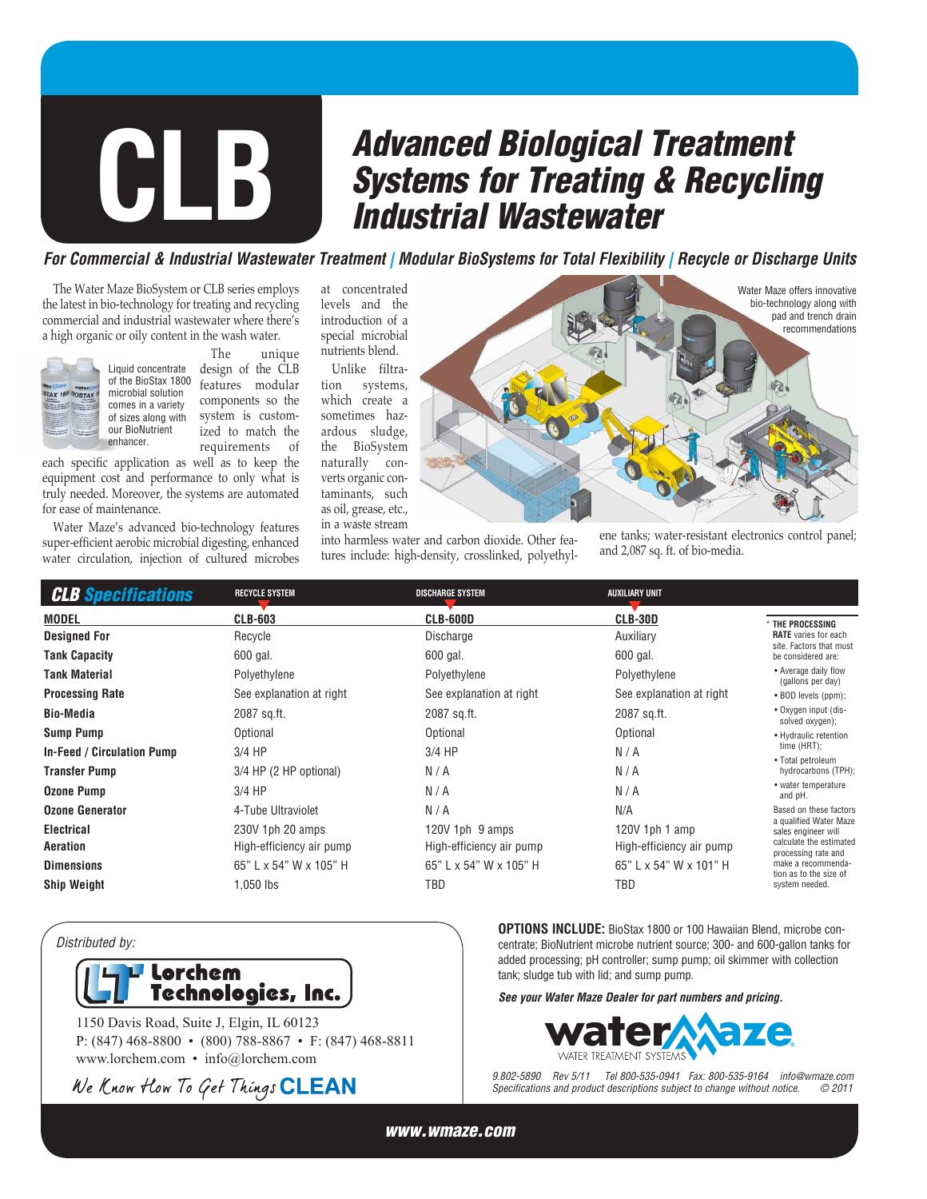# CLB

# Advanced Biological Treatment Systems for Treating & Recycling Industrial Wastewater

***For Commercial & Industrial Wastewater Treatment | Modular BioSystems for Total Flexibility | Recycle or Discharge Units***

The Water Maze BioSystem or CLB series employs the latest in bio-technology for treating and recycling commercial and industrial wastewater where there's a high organic or oily content in the wash water.

Liquid concentrate of the BioStax 1800 microbial solution comes in a variety of sizes along with our BioNutrient enhancer.

The unique design of the CLB features modular components so the system is customized to match the requirements of each specific application as well as to keep the equipment cost and performance to only what is truly needed. Moreover, the systems are automated for ease of maintenance.

Water Maze's advanced bio-technology features super-efficient aerobic microbial digesting, enhanced water circulation, injection of cultured microbes at concentrated levels and the introduction of a special microbial nutrients blend.

Unlike filtration systems, which create a sometimes hazardous sludge, the BioSystem naturally converts organic contaminants, such as oil, grease, etc., in a waste stream into harmless water and carbon dioxide. Other features include: high-density, crosslinked, polyethylene tanks; water-resistant electronics control panel; and 2,087 sq. ft. of bio-media.

Water Maze offers innovative bio-technology along with pad and trench drain recommendations

## CLB Specifications

| MODEL | CLB-603 (RECYCLE SYSTEM) | CLB-600D (DISCHARGE SYSTEM) | CLB-30D (AUXILIARY UNIT) |
|---|---|---|---|
| Designed For | Recycle | Discharge | Auxiliary |
| Tank Capacity | 600 gal. | 600 gal. | 600 gal. |
| Tank Material | Polyethylene | Polyethylene | Polyethylene |
| Processing Rate | See explanation at right | See explanation at right | See explanation at right |
| Bio-Media | 2087 sq.ft. | 2087 sq.ft. | 2087 sq.ft. |
| Sump Pump | Optional | Optional | Optional |
| In-Feed / Circulation Pump | 3/4 HP | 3/4 HP | N / A |
| Transfer Pump | 3/4 HP (2 HP optional) | N / A | N / A |
| Ozone Pump | 3/4 HP | N / A | N / A |
| Ozone Generator | 4-Tube Ultraviolet | N / A | N/A |
| Electrical | 230V 1ph 20 amps | 120V 1ph 9 amps | 120V 1ph 1 amp |
| Aeration | High-efficiency air pump | High-efficiency air pump | High-efficiency air pump |
| Dimensions | 65" L x 54" W x 105" H | 65" L x 54" W x 105" H | 65" L x 54" W x 101" H |
| Ship Weight | 1,050 lbs | TBD | TBD |

\* **THE PROCESSING RATE** varies for each site. Factors that must be considered are:

- Average daily flow (gallons per day)
- BOD levels (ppm);
- Oxygen input (dissolved oxygen);
- Hydraulic retention time (HRT);
- Total petroleum hydrocarbons (TPH);
- water temperature and pH.

Based on these factors a qualified Water Maze sales engineer will calculate the estimated processing rate and make a recommendation as to the size of system needed.

*Distributed by:*

**Lorchem Technologies, Inc.**

1150 Davis Road, Suite J, Elgin, IL 60123
P: (847) 468-8800 • (800) 788-8867 • F: (847) 468-8811
www.lorchem.com • info@lorchem.com

We Know How To Get Things **CLEAN**

**OPTIONS INCLUDE:** BioStax 1800 or 100 Hawaiian Blend, microbe concentrate; BioNutrient microbe nutrient source; 300- and 600-gallon tanks for added processing; pH controller; sump pump; oil skimmer with collection tank; sludge tub with lid; and sump pump.

***See your Water Maze Dealer for part numbers and pricing.***

water maze
WATER TREATMENT SYSTEMS

*9.802-5890 Rev 5/11 Tel 800-535-0941 Fax: 800-535-9164 info@wmaze.com*
*Specifications and product descriptions subject to change without notice. © 2011*

***www.wmaze.com***